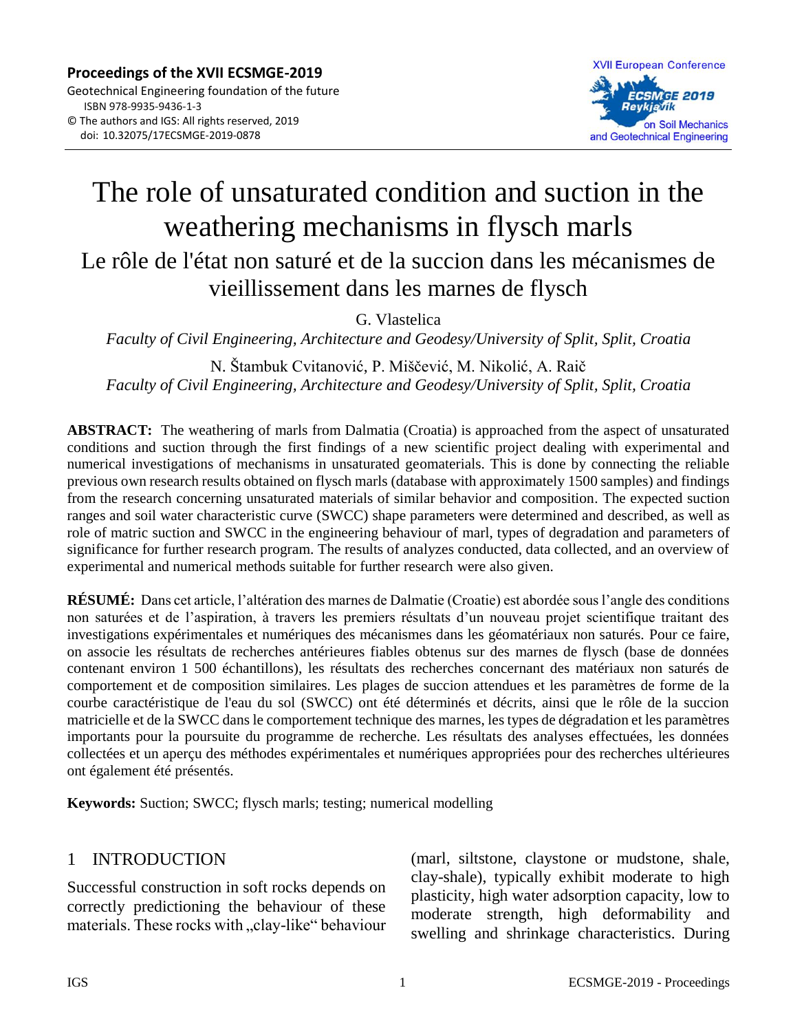**Proceedings of the XVII ECSMGE-2019**
Geotechnical Engineering foundation of the future
ISBN 978-9935-9436-1-3
© The authors and IGS: All rights reserved, 2019
doi: 10.32075/17ECSMGE-2019-0878

# The role of unsaturated condition and suction in the weathering mechanisms in flysch marls

## Le rôle de l'état non saturé et de la succion dans les mécanismes de vieillissement dans les marnes de flysch

G. Vlastelica
*Faculty of Civil Engineering, Architecture and Geodesy/University of Split, Split, Croatia*

N. Štambuk Cvitanović, P. Miščević, M. Nikolić, A. Raič
*Faculty of Civil Engineering, Architecture and Geodesy/University of Split, Split, Croatia*

**ABSTRACT:** The weathering of marls from Dalmatia (Croatia) is approached from the aspect of unsaturated conditions and suction through the first findings of a new scientific project dealing with experimental and numerical investigations of mechanisms in unsaturated geomaterials. This is done by connecting the reliable previous own research results obtained on flysch marls (database with approximately 1500 samples) and findings from the research concerning unsaturated materials of similar behavior and composition. The expected suction ranges and soil water characteristic curve (SWCC) shape parameters were determined and described, as well as role of matric suction and SWCC in the engineering behaviour of marl, types of degradation and parameters of significance for further research program. The results of analyzes conducted, data collected, and an overview of experimental and numerical methods suitable for further research were also given.

**RÉSUMÉ:** Dans cet article, l'altération des marnes de Dalmatie (Croatie) est abordée sous l'angle des conditions non saturées et de l'aspiration, à travers les premiers résultats d'un nouveau projet scientifique traitant des investigations expérimentales et numériques des mécanismes dans les géomatériaux non saturés. Pour ce faire, on associe les résultats de recherches antérieures fiables obtenus sur des marnes de flysch (base de données contenant environ 1 500 échantillons), les résultats des recherches concernant des matériaux non saturés de comportement et de composition similaires. Les plages de succion attendues et les paramètres de forme de la courbe caractéristique de l'eau du sol (SWCC) ont été déterminés et décrits, ainsi que le rôle de la succion matricielle et de la SWCC dans le comportement technique des marnes, les types de dégradation et les paramètres importants pour la poursuite du programme de recherche. Les résultats des analyses effectuées, les données collectées et un aperçu des méthodes expérimentales et numériques appropriées pour des recherches ultérieures ont également été présentés.

**Keywords:** Suction; SWCC; flysch marls; testing; numerical modelling

## 1 INTRODUCTION

Successful construction in soft rocks depends on correctly predictioning the behaviour of these materials. These rocks with „clay-like" behaviour (marl, siltstone, claystone or mudstone, shale, clay-shale), typically exhibit moderate to high plasticity, high water adsorption capacity, low to moderate strength, high deformability and swelling and shrinkage characteristics. During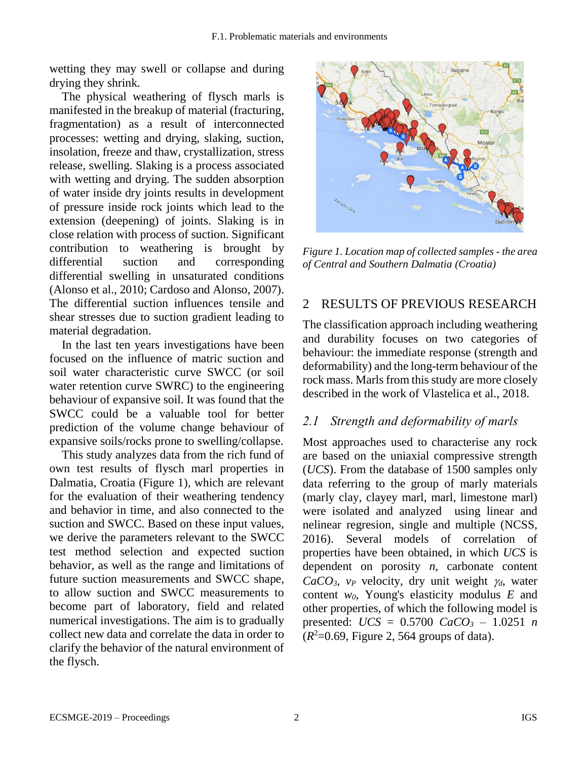wetting they may swell or collapse and during drying they shrink.

The physical weathering of flysch marls is manifested in the breakup of material (fracturing, fragmentation) as a result of interconnected processes: wetting and drying, slaking, suction, insolation, freeze and thaw, crystallization, stress release, swelling. Slaking is a process associated with wetting and drying. The sudden absorption of water inside dry joints results in development of pressure inside rock joints which lead to the extension (deepening) of joints. Slaking is in close relation with process of suction. Significant contribution to weathering is brought by differential suction and corresponding differential swelling in unsaturated conditions (Alonso et al., 2010; Cardoso and Alonso, 2007). The differential suction influences tensile and shear stresses due to suction gradient leading to material degradation.

In the last ten years investigations have been focused on the influence of matric suction and soil water characteristic curve SWCC (or soil water retention curve SWRC) to the engineering behaviour of expansive soil. It was found that the SWCC could be a valuable tool for better prediction of the volume change behaviour of expansive soils/rocks prone to swelling/collapse.

This study analyzes data from the rich fund of own test results of flysch marl properties in Dalmatia, Croatia (Figure 1), which are relevant for the evaluation of their weathering tendency and behavior in time, and also connected to the suction and SWCC. Based on these input values, we derive the parameters relevant to the SWCC test method selection and expected suction behavior, as well as the range and limitations of future suction measurements and SWCC shape, to allow suction and SWCC measurements to become part of laboratory, field and related numerical investigations. The aim is to gradually collect new data and correlate the data in order to clarify the behavior of the natural environment of the flysch.

*Figure 1. Location map of collected samples - the area of Central and Southern Dalmatia (Croatia)*

## 2 RESULTS OF PREVIOUS RESEARCH

The classification approach including weathering and durability focuses on two categories of behaviour: the immediate response (strength and deformability) and the long-term behaviour of the rock mass. Marls from this study are more closely described in the work of Vlastelica et al., 2018.

### *2.1 Strength and deformability of marls*

Most approaches used to characterise any rock are based on the uniaxial compressive strength (*UCS*). From the database of 1500 samples only data referring to the group of marly materials (marly clay, clayey marl, marl, limestone marl) were isolated and analyzed using linear and nelinear regresion, single and multiple (NCSS, 2016). Several models of correlation of properties have been obtained, in which *UCS* is dependent on porosity $n$, carbonate content $CaCO_3$, $v_P$ velocity, dry unit weight $\gamma_d$, water content $w_0$, Young's elasticity modulus $E$ and other properties, of which the following model is presented: $UCS = 0.5700\ CaCO_3 - 1.0251\ n$ ($R^2$=0.69, Figure 2, 564 groups of data).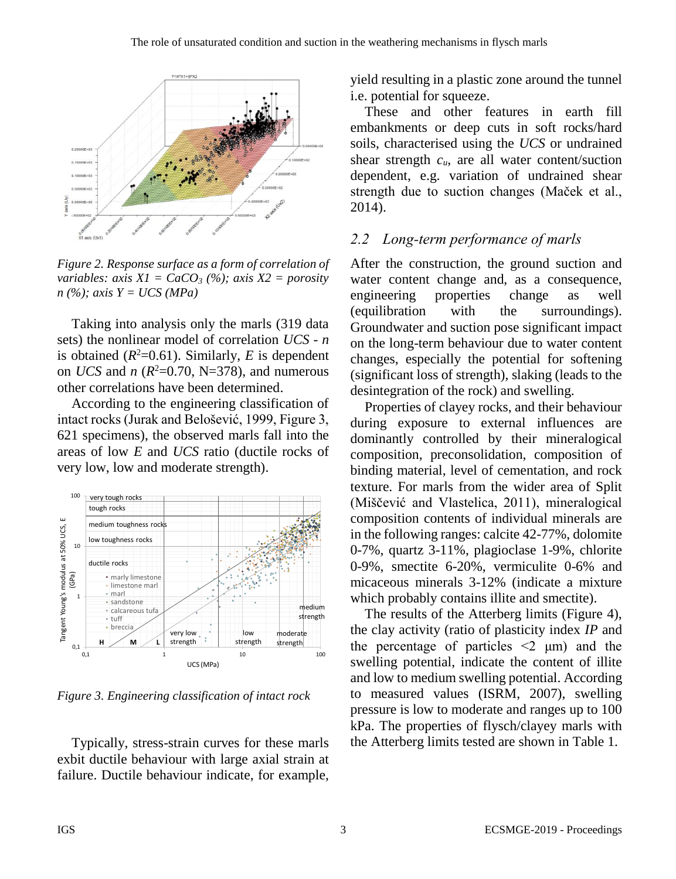*Figure 2. Response surface as a form of correlation of variables: axis X1 = $CaCO_3$ (%); axis X2 = porosity n (%); axis Y = UCS (MPa)*

Taking into analysis only the marls (319 data sets) the nonlinear model of correlation *UCS* - *n* is obtained ($R^2$=0.61). Similarly, *E* is dependent on *UCS* and *n* ($R^2$=0.70, N=378), and numerous other correlations have been determined.

According to the engineering classification of intact rocks (Jurak and Belošević, 1999, Figure 3, 621 specimens), the observed marls fall into the areas of low *E* and *UCS* ratio (ductile rocks of very low, low and moderate strength).

*Figure 3. Engineering classification of intact rock*

Typically, stress-strain curves for these marls exbit ductile behaviour with large axial strain at failure. Ductile behaviour indicate, for example, yield resulting in a plastic zone around the tunnel i.e. potential for squeeze.

These and other features in earth fill embankments or deep cuts in soft rocks/hard soils, characterised using the *UCS* or undrained shear strength $c_u$, are all water content/suction dependent, e.g. variation of undrained shear strength due to suction changes (Maček et al., 2014).

## 2.2 Long-term performance of marls

After the construction, the ground suction and water content change and, as a consequence, engineering properties change as well (equilibration with the surroundings). Groundwater and suction pose significant impact on the long-term behaviour due to water content changes, especially the potential for softening (significant loss of strength), slaking (leads to the desintegration of the rock) and swelling.

Properties of clayey rocks, and their behaviour during exposure to external influences are dominantly controlled by their mineralogical composition, preconsolidation, composition of binding material, level of cementation, and rock texture. For marls from the wider area of Split (Miščević and Vlastelica, 2011), mineralogical composition contents of individual minerals are in the following ranges: calcite 42-77%, dolomite 0-7%, quartz 3-11%, plagioclase 1-9%, chlorite 0-9%, smectite 6-20%, vermiculite 0-6% and micaceous minerals 3-12% (indicate a mixture which probably contains illite and smectite).

The results of the Atterberg limits (Figure 4), the clay activity (ratio of plasticity index *IP* and the percentage of particles <2 μm) and the swelling potential, indicate the content of illite and low to medium swelling potential. According to measured values (ISRM, 2007), swelling pressure is low to moderate and ranges up to 100 kPa. The properties of flysch/clayey marls with the Atterberg limits tested are shown in Table 1.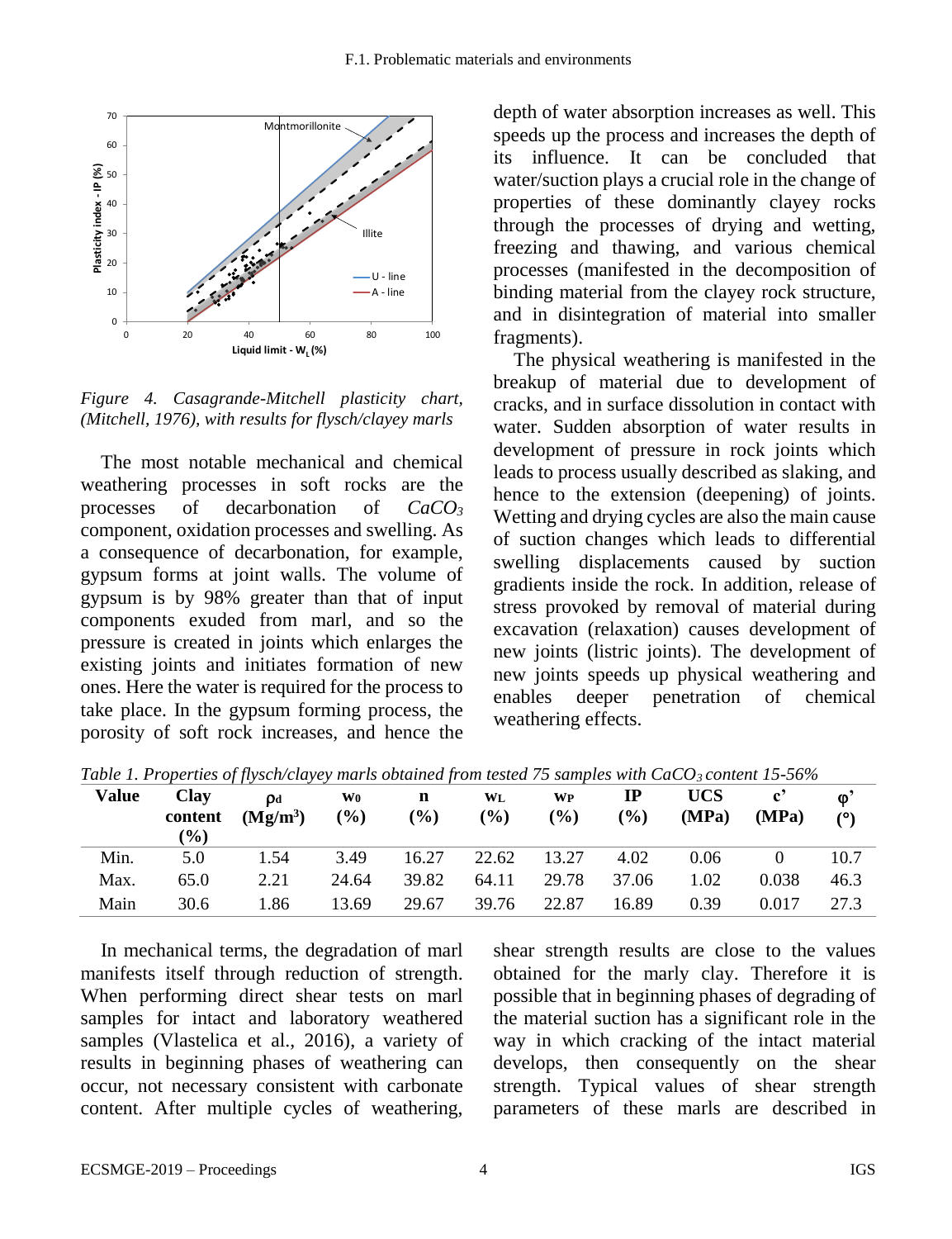Figure 4. Casagrande-Mitchell plasticity chart, (Mitchell, 1976), with results for flysch/clayey marls

The most notable mechanical and chemical weathering processes in soft rocks are the processes of decarbonation of $CaCO_3$ component, oxidation processes and swelling. As a consequence of decarbonation, for example, gypsum forms at joint walls. The volume of gypsum is by 98% greater than that of input components exuded from marl, and so the pressure is created in joints which enlarges the existing joints and initiates formation of new ones. Here the water is required for the process to take place. In the gypsum forming process, the porosity of soft rock increases, and hence the depth of water absorption increases as well. This speeds up the process and increases the depth of its influence. It can be concluded that water/suction plays a crucial role in the change of properties of these dominantly clayey rocks through the processes of drying and wetting, freezing and thawing, and various chemical processes (manifested in the decomposition of binding material from the clayey rock structure, and in disintegration of material into smaller fragments).

The physical weathering is manifested in the breakup of material due to development of cracks, and in surface dissolution in contact with water. Sudden absorption of water results in development of pressure in rock joints which leads to process usually described as slaking, and hence to the extension (deepening) of joints. Wetting and drying cycles are also the main cause of suction changes which leads to differential swelling displacements caused by suction gradients inside the rock. In addition, release of stress provoked by removal of material during excavation (relaxation) causes development of new joints (listric joints). The development of new joints speeds up physical weathering and enables deeper penetration of chemical weathering effects.

*Table 1. Properties of flysch/clayey marls obtained from tested 75 samples with $CaCO_3$ content 15-56%*

| Value | Clay content (%) | $\rho_d$ ($Mg/m^3$) | $w_0$ (%) | n (%) | $w_L$ (%) | $w_P$ (%) | IP (%) | UCS (MPa) | c' (MPa) | φ' (°) |
|---|---|---|---|---|---|---|---|---|---|---|
| Min. | 5.0 | 1.54 | 3.49 | 16.27 | 22.62 | 13.27 | 4.02 | 0.06 | 0 | 10.7 |
| Max. | 65.0 | 2.21 | 24.64 | 39.82 | 64.11 | 29.78 | 37.06 | 1.02 | 0.038 | 46.3 |
| Main | 30.6 | 1.86 | 13.69 | 29.67 | 39.76 | 22.87 | 16.89 | 0.39 | 0.017 | 27.3 |

In mechanical terms, the degradation of marl manifests itself through reduction of strength. When performing direct shear tests on marl samples for intact and laboratory weathered samples (Vlastelica et al., 2016), a variety of results in beginning phases of weathering can occur, not necessary consistent with carbonate content. After multiple cycles of weathering, shear strength results are close to the values obtained for the marly clay. Therefore it is possible that in beginning phases of degrading of the material suction has a significant role in the way in which cracking of the intact material develops, then consequently on the shear strength. Typical values of shear strength parameters of these marls are described in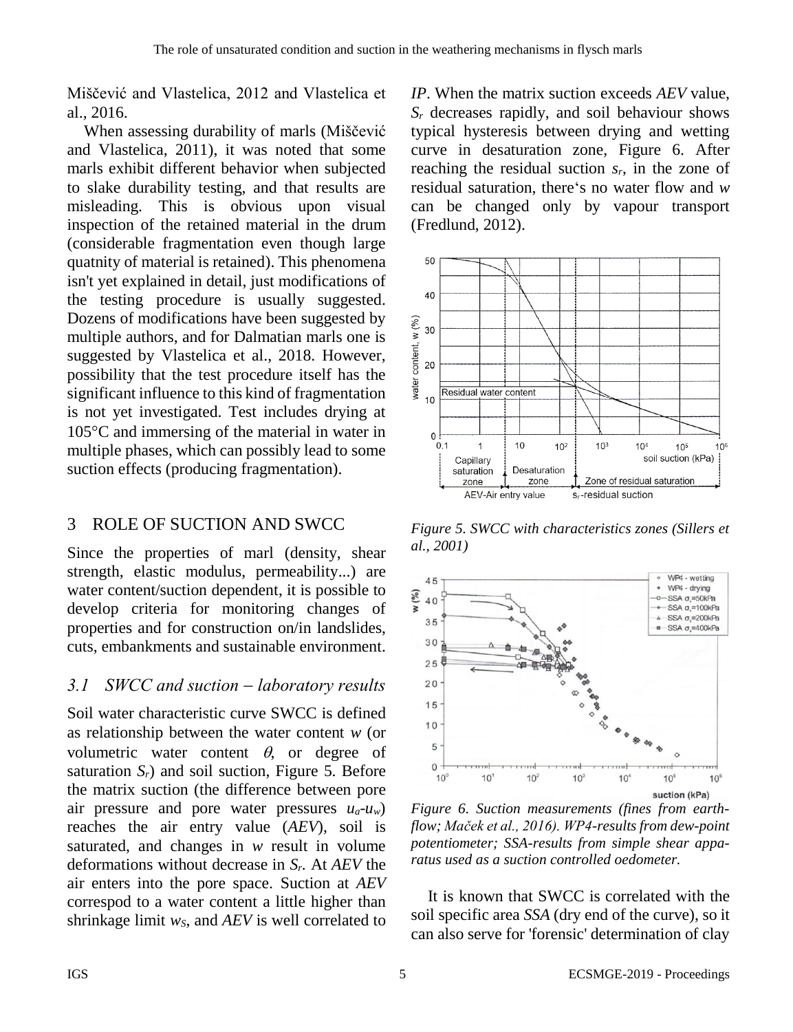Miščević and Vlastelica, 2012 and Vlastelica et al., 2016.

When assessing durability of marls (Miščević and Vlastelica, 2011), it was noted that some marls exhibit different behavior when subjected to slake durability testing, and that results are misleading. This is obvious upon visual inspection of the retained material in the drum (considerable fragmentation even though large quatnity of material is retained). This phenomena isn't yet explained in detail, just modifications of the testing procedure is usually suggested. Dozens of modifications have been suggested by multiple authors, and for Dalmatian marls one is suggested by Vlastelica et al., 2018. However, possibility that the test procedure itself has the significant influence to this kind of fragmentation is not yet investigated. Test includes drying at 105°C and immersing of the material in water in multiple phases, which can possibly lead to some suction effects (producing fragmentation).

## 3 ROLE OF SUCTION AND SWCC

Since the properties of marl (density, shear strength, elastic modulus, permeability...) are water content/suction dependent, it is possible to develop criteria for monitoring changes of properties and for construction on/in landslides, cuts, embankments and sustainable environment.

### 3.1 SWCC and suction – laboratory results

Soil water characteristic curve SWCC is defined as relationship between the water content $w$ (or volumetric water content $\theta$, or degree of saturation $S_r$) and soil suction, Figure 5. Before the matrix suction (the difference between pore air pressure and pore water pressures $u_a$-$u_w$) reaches the air entry value (*AEV*), soil is saturated, and changes in $w$ result in volume deformations without decrease in $S_r$. At *AEV* the air enters into the pore space. Suction at *AEV* correspod to a water content a little higher than shrinkage limit $w_S$, and *AEV* is well correlated to *IP*. When the matrix suction exceeds *AEV* value, $S_r$ decreases rapidly, and soil behaviour shows typical hysteresis between drying and wetting curve in desaturation zone, Figure 6. After reaching the residual suction $s_r$, in the zone of residual saturation, there's no water flow and $w$ can be changed only by vapour transport (Fredlund, 2012).

*Figure 5. SWCC with characteristics zones (Sillers et al., 2001)*

*Figure 6. Suction measurements (fines from earth-flow; Maček et al., 2016). WP4-results from dew-point potentiometer; SSA-results from simple shear apparatus used as a suction controlled oedometer.*

It is known that SWCC is correlated with the soil specific area *SSA* (dry end of the curve), so it can also serve for 'forensic' determination of clay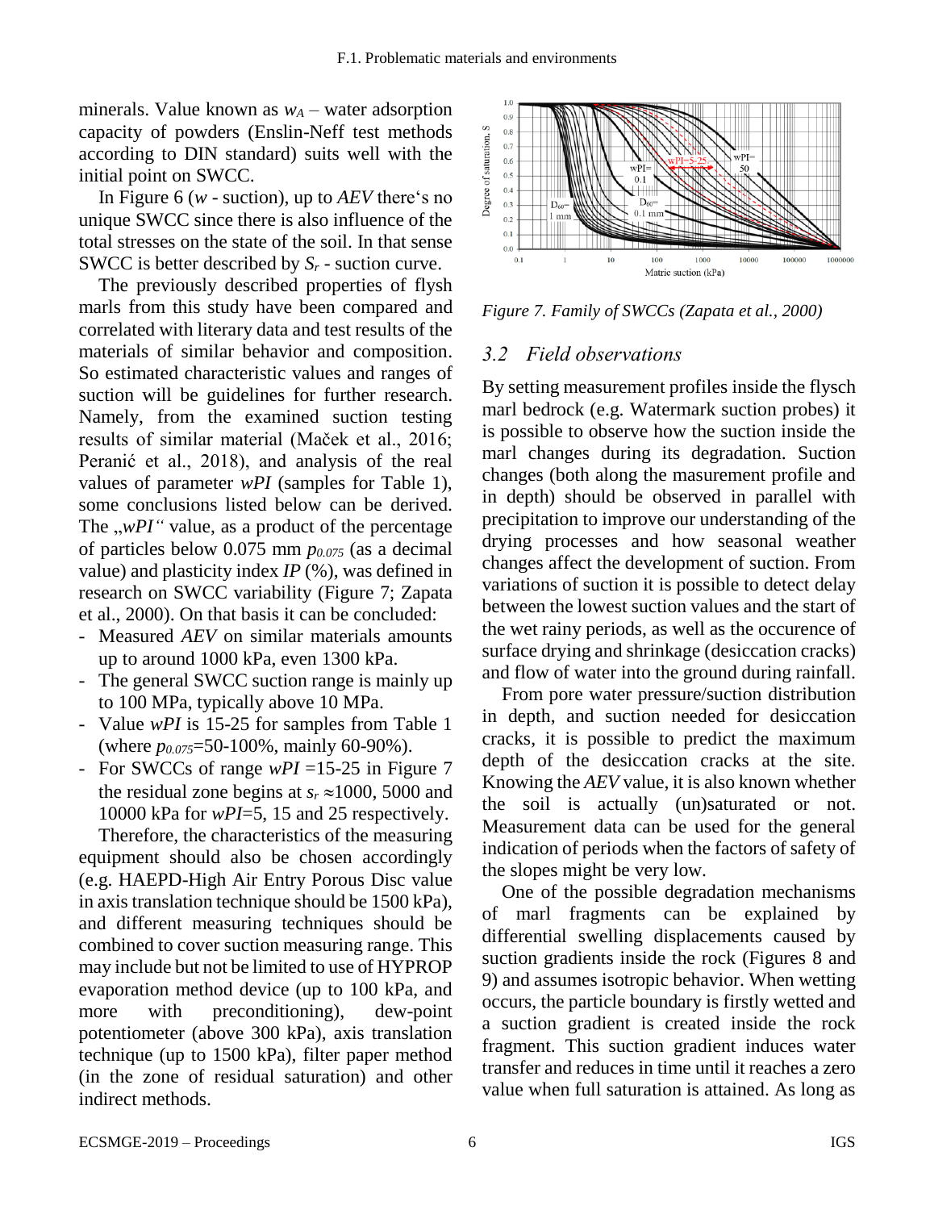minerals. Value known as $w_A$ – water adsorption capacity of powders (Enslin-Neff test methods according to DIN standard) suits well with the initial point on SWCC.

In Figure 6 ($w$ - suction), up to *AEV* there's no unique SWCC since there is also influence of the total stresses on the state of the soil. In that sense SWCC is better described by $S_r$ - suction curve.

The previously described properties of flysh marls from this study have been compared and correlated with literary data and test results of the materials of similar behavior and composition. So estimated characteristic values and ranges of suction will be guidelines for further research. Namely, from the examined suction testing results of similar material (Maček et al., 2016; Peranić et al., 2018), and analysis of the real values of parameter *wPI* (samples for Table 1), some conclusions listed below can be derived. The „*wPI*" value, as a product of the percentage of particles below 0.075 mm $p_{0.075}$ (as a decimal value) and plasticity index *IP* (%), was defined in research on SWCC variability (Figure 7; Zapata et al., 2000). On that basis it can be concluded:

- Measured *AEV* on similar materials amounts up to around 1000 kPa, even 1300 kPa.
- The general SWCC suction range is mainly up to 100 MPa, typically above 10 MPa.
- Value *wPI* is 15-25 for samples from Table 1 (where $p_{0.075}$=50-100%, mainly 60-90%).
- For SWCCs of range *wPI* =15-25 in Figure 7 the residual zone begins at $s_r \approx$1000, 5000 and 10000 kPa for *wPI*=5, 15 and 25 respectively.

Therefore, the characteristics of the measuring equipment should also be chosen accordingly (e.g. HAEPD-High Air Entry Porous Disc value in axis translation technique should be 1500 kPa), and different measuring techniques should be combined to cover suction measuring range. This may include but not be limited to use of HYPROP evaporation method device (up to 100 kPa, and more with preconditioning), dew-point potentiometer (above 300 kPa), axis translation technique (up to 1500 kPa), filter paper method (in the zone of residual saturation) and other indirect methods.

*Figure 7. Family of SWCCs (Zapata et al., 2000)*

## 3.2 Field observations

By setting measurement profiles inside the flysch marl bedrock (e.g. Watermark suction probes) it is possible to observe how the suction inside the marl changes during its degradation. Suction changes (both along the masurement profile and in depth) should be observed in parallel with precipitation to improve our understanding of the drying processes and how seasonal weather changes affect the development of suction. From variations of suction it is possible to detect delay between the lowest suction values and the start of the wet rainy periods, as well as the occurence of surface drying and shrinkage (desiccation cracks) and flow of water into the ground during rainfall.

From pore water pressure/suction distribution in depth, and suction needed for desiccation cracks, it is possible to predict the maximum depth of the desiccation cracks at the site. Knowing the *AEV* value, it is also known whether the soil is actually (un)saturated or not. Measurement data can be used for the general indication of periods when the factors of safety of the slopes might be very low.

One of the possible degradation mechanisms of marl fragments can be explained by differential swelling displacements caused by suction gradients inside the rock (Figures 8 and 9) and assumes isotropic behavior. When wetting occurs, the particle boundary is firstly wetted and a suction gradient is created inside the rock fragment. This suction gradient induces water transfer and reduces in time until it reaches a zero value when full saturation is attained. As long as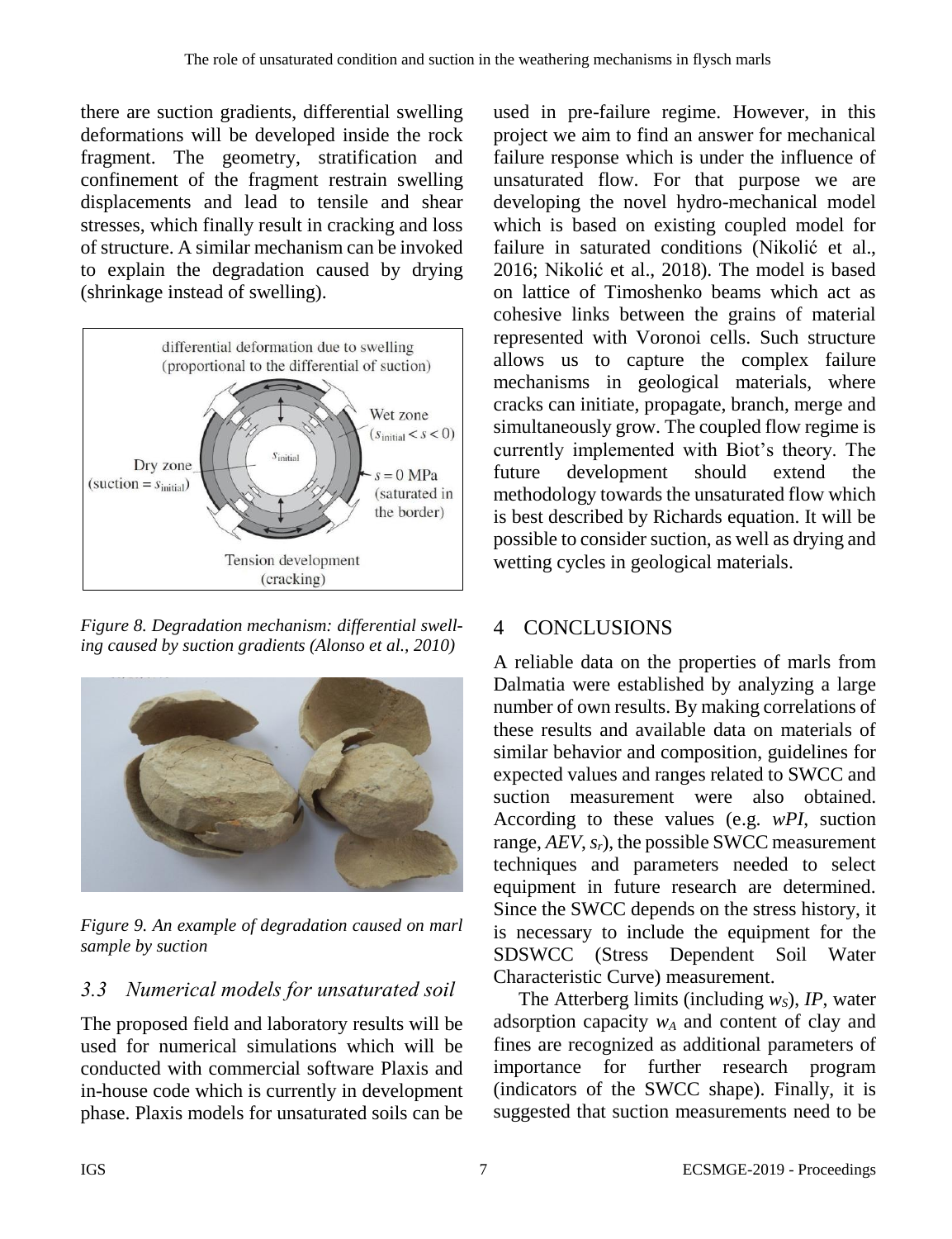there are suction gradients, differential swelling deformations will be developed inside the rock fragment. The geometry, stratification and confinement of the fragment restrain swelling displacements and lead to tensile and shear stresses, which finally result in cracking and loss of structure. A similar mechanism can be invoked to explain the degradation caused by drying (shrinkage instead of swelling).

*Figure 8. Degradation mechanism: differential swelling caused by suction gradients (Alonso et al., 2010)*

*Figure 9. An example of degradation caused on marl sample by suction*

### 3.3 Numerical models for unsaturated soil

The proposed field and laboratory results will be used for numerical simulations which will be conducted with commercial software Plaxis and in-house code which is currently in development phase. Plaxis models for unsaturated soils can be used in pre-failure regime. However, in this project we aim to find an answer for mechanical failure response which is under the influence of unsaturated flow. For that purpose we are developing the novel hydro-mechanical model which is based on existing coupled model for failure in saturated conditions (Nikolić et al., 2016; Nikolić et al., 2018). The model is based on lattice of Timoshenko beams which act as cohesive links between the grains of material represented with Voronoi cells. Such structure allows us to capture the complex failure mechanisms in geological materials, where cracks can initiate, propagate, branch, merge and simultaneously grow. The coupled flow regime is currently implemented with Biot's theory. The future development should extend the methodology towards the unsaturated flow which is best described by Richards equation. It will be possible to consider suction, as well as drying and wetting cycles in geological materials.

## 4 CONCLUSIONS

A reliable data on the properties of marls from Dalmatia were established by analyzing a large number of own results. By making correlations of these results and available data on materials of similar behavior and composition, guidelines for expected values and ranges related to SWCC and suction measurement were also obtained. According to these values (e.g. *wPI*, suction range, *AEV*, $s_r$), the possible SWCC measurement techniques and parameters needed to select equipment in future research are determined. Since the SWCC depends on the stress history, it is necessary to include the equipment for the SDSWCC (Stress Dependent Soil Water Characteristic Curve) measurement.

The Atterberg limits (including $w_S$), *IP*, water adsorption capacity $w_A$ and content of clay and fines are recognized as additional parameters of importance for further research program (indicators of the SWCC shape). Finally, it is suggested that suction measurements need to be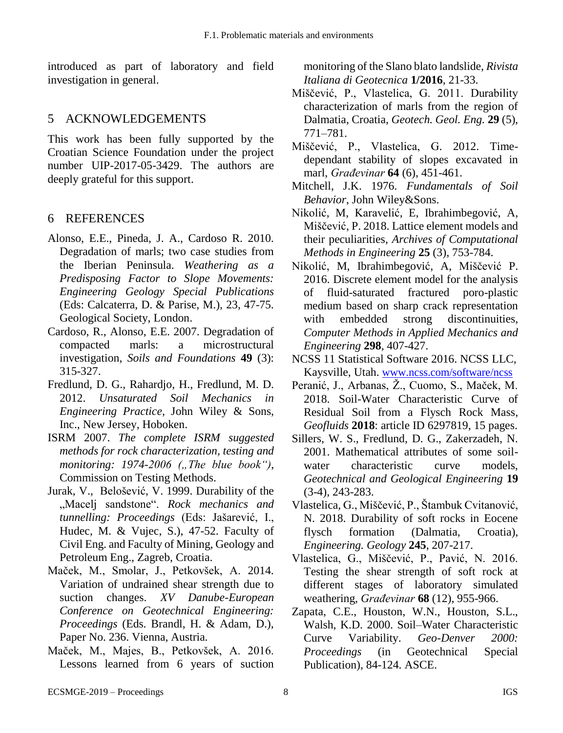introduced as part of laboratory and field investigation in general.

## 5 ACKNOWLEDGEMENTS

This work has been fully supported by the Croatian Science Foundation under the project number UIP-2017-05-3429. The authors are deeply grateful for this support.

## 6 REFERENCES

Alonso, E.E., Pineda, J. A., Cardoso R. 2010. Degradation of marls; two case studies from the Iberian Peninsula. *Weathering as a Predisposing Factor to Slope Movements: Engineering Geology Special Publications* (Eds: Calcaterra, D. & Parise, M.), 23, 47-75. Geological Society, London.

Cardoso, R., Alonso, E.E. 2007. Degradation of compacted marls: a microstructural investigation, *Soils and Foundations* **49** (3): 315-327.

Fredlund, D. G., Rahardjo, H., Fredlund, M. D. 2012. *Unsaturated Soil Mechanics in Engineering Practice*, John Wiley & Sons, Inc., New Jersey, Hoboken.

ISRM 2007. *The complete ISRM suggested methods for rock characterization, testing and monitoring: 1974-2006 („The blue book")*, Commission on Testing Methods.

Jurak, V., Belošević, V. 1999. Durability of the „Macelj sandstone". *Rock mechanics and tunnelling: Proceedings* (Eds: Jašarević, I., Hudec, M. & Vujec, S.), 47-52. Faculty of Civil Eng. and Faculty of Mining, Geology and Petroleum Eng., Zagreb, Croatia.

Maček, M., Smolar, J., Petkovšek, A. 2014. Variation of undrained shear strength due to suction changes. *XV Danube-European Conference on Geotechnical Engineering: Proceedings* (Eds. Brandl, H. & Adam, D.), Paper No. 236. Vienna, Austria.

Maček, M., Majes, B., Petkovšek, A. 2016. Lessons learned from 6 years of suction monitoring of the Slano blato landslide, *Rivista Italiana di Geotecnica* **1/2016**, 21-33.

Miščević, P., Vlastelica, G. 2011. Durability characterization of marls from the region of Dalmatia, Croatia, *Geotech. Geol. Eng.* **29** (5), 771–781.

Miščević, P., Vlastelica, G. 2012. Time-dependant stability of slopes excavated in marl, *Građevinar* **64** (6), 451-461.

Mitchell, J.K. 1976. *Fundamentals of Soil Behavior*, John Wiley&Sons.

Nikolić, M, Karavelić, E, Ibrahimbegović, A, Miščević, P. 2018. Lattice element models and their peculiarities, *Archives of Computational Methods in Engineering* **25** (3), 753-784.

Nikolić, M, Ibrahimbegović, A, Miščević P. 2016. Discrete element model for the analysis of fluid-saturated fractured poro-plastic medium based on sharp crack representation with embedded strong discontinuities, *Computer Methods in Applied Mechanics and Engineering* **298**, 407-427.

NCSS 11 Statistical Software 2016. NCSS LLC, Kaysville, Utah. www.ncss.com/software/ncss

Peranić, J., Arbanas, Ž., Cuomo, S., Maček, M. 2018. Soil-Water Characteristic Curve of Residual Soil from a Flysch Rock Mass, *Geofluids* **2018**: article ID 6297819, 15 pages.

Sillers, W. S., Fredlund, D. G., Zakerzadeh, N. 2001. Mathematical attributes of some soil-water characteristic curve models, *Geotechnical and Geological Engineering* **19** (3-4), 243-283.

Vlastelica, G., Miščević, P., Štambuk Cvitanović, N. 2018. Durability of soft rocks in Eocene flysch formation (Dalmatia, Croatia), *Engineering. Geology* **245**, 207-217.

Vlastelica, G., Miščević, P., Pavić, N. 2016. Testing the shear strength of soft rock at different stages of laboratory simulated weathering, *Građevinar* **68** (12), 955-966.

Zapata, C.E., Houston, W.N., Houston, S.L., Walsh, K.D. 2000. Soil–Water Characteristic Curve Variability. *Geo-Denver 2000: Proceedings* (in Geotechnical Special Publication), 84-124. ASCE.